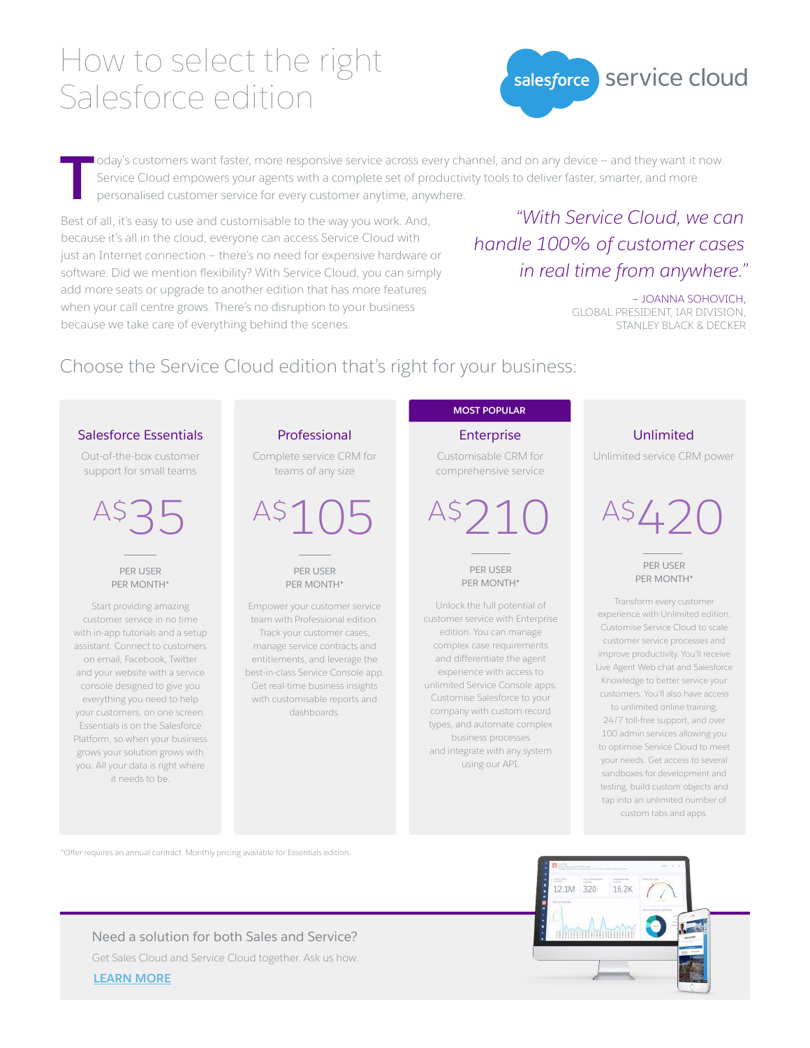# How to select the right Salesforce edition

salesforce service cloud

Today's customers want faster, more responsive service across every channel, and on any device – and they want it now. Service Cloud empowers your agents with a complete set of productivity tools to deliver faster, smarter, and more personalised customer service for every customer anytime, anywhere.

Best of all, it's easy to use and customisable to the way you work. And, because it's all in the cloud, everyone can access Service Cloud with just an Internet connection – there's no need for expensive hardware or software. Did we mention flexibility? With Service Cloud, you can simply add more seats or upgrade to another edition that has more features when your call centre grows. There's no disruption to your business because we take care of everything behind the scenes.

> *"With Service Cloud, we can handle 100% of customer cases in real time from anywhere."*
>
> – JOANNA SOHOVICH,
> GLOBAL PRESIDENT, IAR DIVISION,
> STANLEY BLACK & DECKER

## Choose the Service Cloud edition that's right for your business:

### Salesforce Essentials

Out-of-the-box customer support for small teams

**A$35**

PER USER
PER MONTH*

Start providing amazing customer service in no time with in-app tutorials and a setup assistant. Connect to customers on email, Facebook, Twitter and your website with a service console designed to give you everything you need to help your customers, on one screen. Essentials is on the Salesforce Platform, so when your business grows your solution grows with you. All your data is right where it needs to be.

### Professional

Complete service CRM for teams of any size

**A$105**

PER USER
PER MONTH*

Empower your customer service team with Professional edition. Track your customer cases, manage service contracts and entitlements, and leverage the best-in-class Service Console app. Get real-time business insights with customisable reports and dashboards.

### Enterprise

MOST POPULAR

Customisable CRM for comprehensive service

**A$210**

PER USER
PER MONTH*

Unlock the full potential of customer service with Enterprise edition. You can manage complex case requirements and differentiate the agent experience with access to unlimited Service Console apps. Customise Salesforce to your company with custom record types, and automate complex business processes and integrate with any system using our API.

### Unlimited

Unlimited service CRM power

**A$420**

PER USER
PER MONTH*

Transform every customer experience with Unlimited edition. Customise Service Cloud to scale customer service processes and improve productivity. You'll receive Live Agent Web chat and Salesforce Knowledge to better service your customers. You'll also have access to unlimited online training, 24/7 toll-free support, and over 100 admin services allowing you to optimise Service Cloud to meet your needs. Get access to several sandboxes for development and testing, build custom objects and tap into an unlimited number of custom tabs and apps.

*Offer requires an annual contract. Monthly pricing available for Essentials edition.

Need a solution for both Sales and Service?

Get Sales Cloud and Service Cloud together. Ask us how.

LEARN MORE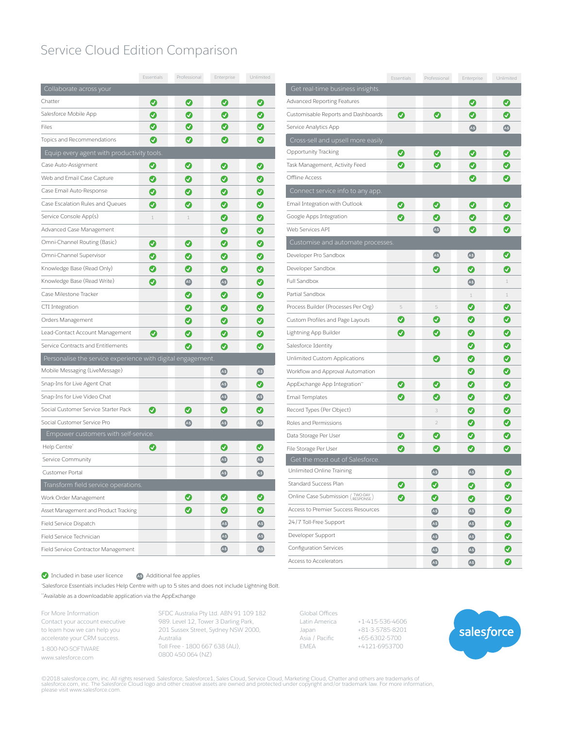# Service Cloud Edition Comparison

| | Essentials | Professional | Enterprise | Unlimited |
|---|---|---|---|---|
| **Collaborate across your** | | | | |
| Chatter | ✓ | ✓ | ✓ | ✓ |
| Salesforce Mobile App | ✓ | ✓ | ✓ | ✓ |
| Files | ✓ | ✓ | ✓ | ✓ |
| Topics and Recommendations | ✓ | ✓ | ✓ | ✓ |
| **Equip every agent with productivity tools.** | | | | |
| Case Auto-Assignment | ✓ | ✓ | ✓ | ✓ |
| Web and Email Case Capture | ✓ | ✓ | ✓ | ✓ |
| Case Email Auto-Response | ✓ | ✓ | ✓ | ✓ |
| Case Escalation Rules and Queues | ✓ | ✓ | ✓ | ✓ |
| Service Console App(s) | 1 | 1 | ✓ | ✓ |
| Advanced Case Management | | | ✓ | ✓ |
| Omni-Channel Routing (Basic) | ✓ | ✓ | ✓ | ✓ |
| Omni-Channel Supervisor | ✓ | ✓ | ✓ | ✓ |
| Knowledge Base (Read Only) | ✓ | ✓ | ✓ | ✓ |
| Knowledge Base (Read Write) | ✓ | A$ | A$ | ✓ |
| Case Milestone Tracker | | ✓ | ✓ | ✓ |
| CTI Integration | | ✓ | ✓ | ✓ |
| Orders Management | | ✓ | ✓ | ✓ |
| Lead-Contact Account Management | ✓ | ✓ | ✓ | ✓ |
| Service Contracts and Entitlements | | ✓ | ✓ | ✓ |
| **Personalise the service experience with digital engagement.** | | | | |
| Mobile Messaging (LiveMessage) | | | A$ | A$ |
| Snap-Ins for Live Agent Chat | | | A$ | ✓ |
| Snap-Ins for Live Video Chat | | | A$ | A$ |
| Social Customer Service Starter Pack | ✓ | ✓ | ✓ | ✓ |
| Social Customer Service Pro | | A$ | A$ | A$ |
| **Empower customers with self-service.** | | | | |
| Help Centre* | ✓ | | ✓ | ✓ |
| Service Community | | | A$ | A$ |
| Customer Portal | | | A$ | A$ |
| **Transform field service operations.** | | | | |
| Work Order Management | | ✓ | ✓ | ✓ |
| Asset Management and Product Tracking | | ✓ | ✓ | ✓ |
| Field Service Dispatch | | | A$ | A$ |
| Field Service Technician | | | A$ | A$ |
| Field Service Contractor Management | | | A$ | A$ |
| **Get real-time business insights.** | | | | |
| Advanced Reporting Features | | | ✓ | ✓ |
| Customisable Reports and Dashboards | ✓ | ✓ | ✓ | ✓ |
| Service Analytics App | | | A$ | A$ |
| **Cross-sell and upsell more easily.** | | | | |
| Opportunity Tracking | ✓ | ✓ | ✓ | ✓ |
| Task Management, Activity Feed | ✓ | ✓ | ✓ | ✓ |
| Offline Access | | | ✓ | ✓ |
| **Connect service info to any app.** | | | | |
| Email Integration with Outlook | ✓ | ✓ | ✓ | ✓ |
| Google Apps Integration | ✓ | ✓ | ✓ | ✓ |
| Web Services API | | A$ | ✓ | ✓ |
| **Customise and automate processes.** | | | | |
| Developer Pro Sandbox | | A$ | A$ | ✓ |
| Developer Sandbox | | ✓ | ✓ | ✓ |
| Full Sandbox | | | A$ | 1 |
| Partial Sandbox | | | 1 | 1 |
| Process Builder (Processes Per Org) | 5 | 5 | ✓ | ✓ |
| Custom Profiles and Page Layouts | ✓ | ✓ | ✓ | ✓ |
| Lightning App Builder | ✓ | ✓ | ✓ | ✓ |
| Salesforce Identity | | | ✓ | ✓ |
| Unlimited Custom Applications | | ✓ | ✓ | ✓ |
| Workflow and Approval Automation | | | ✓ | ✓ |
| AppExchange App Integration** | ✓ | ✓ | ✓ | ✓ |
| Email Templates | ✓ | ✓ | ✓ | ✓ |
| Record Types (Per Object) | | 3 | ✓ | ✓ |
| Roles and Permissions | | 2 | ✓ | ✓ |
| Data Storage Per User | ✓ | ✓ | ✓ | ✓ |
| File Storage Per User | ✓ | ✓ | ✓ | ✓ |
| **Get the most out of Salesforce.** | | | | |
| Unlimited Online Training | | A$ | A$ | ✓ |
| Standard Success Plan | ✓ | ✓ | ✓ | ✓ |
| Online Case Submission (TWO-DAY RESPONSE) | ✓ | ✓ | ✓ | ✓ |
| Access to Premier Success Resources | | A$ | A$ | ✓ |
| 24/7 Toll-Free Support | | A$ | A$ | ✓ |
| Developer Support | | A$ | A$ | ✓ |
| Configuration Services | | A$ | A$ | ✓ |
| Access to Accelerators | | A$ | A$ | ✓ |

✓ Included in base user licence    A$ Additional fee applies

*Salesforce Essentials includes Help Centre with up to 5 sites and does not include Lightning Bolt.

**Available as a downloadable application via the AppExchange

For More Information
Contact your account executive to learn how we can help you accelerate your CRM success.
1-800-NO-SOFTWARE
www.salesforce.com

SFDC Australia Pty Ltd. ABN 91 109 182
989. Level 12, Tower 3 Darling Park,
201 Sussex Street, Sydney NSW 2000,
Australia
Toll Free - 1800 667 638 (AU),
0800 450 064 (NZ)

Global Offices
Latin America +1-415-536-4606
Japan +81-3-5785-8201
Asia / Pacific +65-6302-5700
EMEA +4121-6953700

salesforce

©2018 salesforce.com, inc. All rights reserved. Salesforce, Salesforce1, Sales Cloud, Service Cloud, Marketing Cloud, Chatter and others are trademarks of salesforce.com, inc. The Salesforce Cloud logo and other creative assets are owned and protected under copyright and/or trademark law. For more information, please visit www.salesforce.com.